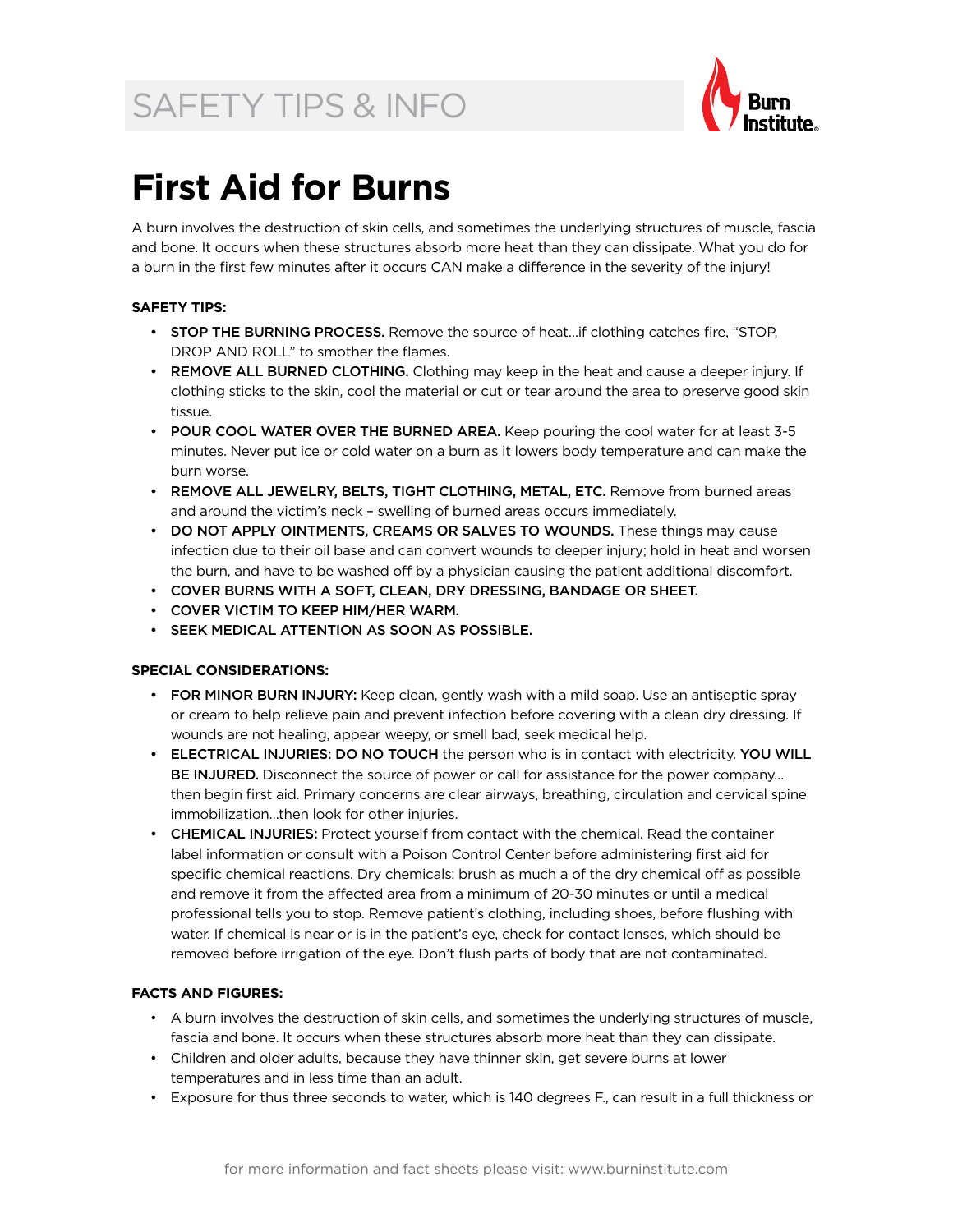SAFETY TIPS & INFO

# First Aid for Burns

A burn involves the destruction of skin cells, and sometimes the underlying structures of muscle, fascia and bone. It occurs when these structures absorb more heat than they can dissipate. What you do for a burn in the first few minutes after it occurs CAN make a difference in the severity of the injury!

**SAFETY TIPS:**

- STOP THE BURNING PROCESS. Remove the source of heat...if clothing catches fire, "STOP, DROP AND ROLL" to smother the flames.
- REMOVE ALL BURNED CLOTHING. Clothing may keep in the heat and cause a deeper injury. If clothing sticks to the skin, cool the material or cut or tear around the area to preserve good skin tissue.
- POUR COOL WATER OVER THE BURNED AREA. Keep pouring the cool water for at least 3-5 minutes. Never put ice or cold water on a burn as it lowers body temperature and can make the burn worse.
- REMOVE ALL JEWELRY, BELTS, TIGHT CLOTHING, METAL, ETC. Remove from burned areas and around the victim's neck – swelling of burned areas occurs immediately.
- DO NOT APPLY OINTMENTS, CREAMS OR SALVES TO WOUNDS. These things may cause infection due to their oil base and can convert wounds to deeper injury; hold in heat and worsen the burn, and have to be washed off by a physician causing the patient additional discomfort.
- COVER BURNS WITH A SOFT, CLEAN, DRY DRESSING, BANDAGE OR SHEET.
- COVER VICTIM TO KEEP HIM/HER WARM.
- SEEK MEDICAL ATTENTION AS SOON AS POSSIBLE.

**SPECIAL CONSIDERATIONS:**

- FOR MINOR BURN INJURY: Keep clean, gently wash with a mild soap. Use an antiseptic spray or cream to help relieve pain and prevent infection before covering with a clean dry dressing. If wounds are not healing, appear weepy, or smell bad, seek medical help.
- ELECTRICAL INJURIES: DO NO TOUCH the person who is in contact with electricity. YOU WILL BE INJURED. Disconnect the source of power or call for assistance for the power company... then begin first aid. Primary concerns are clear airways, breathing, circulation and cervical spine immobilization...then look for other injuries.
- CHEMICAL INJURIES: Protect yourself from contact with the chemical. Read the container label information or consult with a Poison Control Center before administering first aid for specific chemical reactions. Dry chemicals: brush as much a of the dry chemical off as possible and remove it from the affected area from a minimum of 20-30 minutes or until a medical professional tells you to stop. Remove patient's clothing, including shoes, before flushing with water. If chemical is near or is in the patient's eye, check for contact lenses, which should be removed before irrigation of the eye. Don't flush parts of body that are not contaminated.

**FACTS AND FIGURES:**

- A burn involves the destruction of skin cells, and sometimes the underlying structures of muscle, fascia and bone. It occurs when these structures absorb more heat than they can dissipate.
- Children and older adults, because they have thinner skin, get severe burns at lower temperatures and in less time than an adult.
- Exposure for thus three seconds to water, which is 140 degrees F., can result in a full thickness or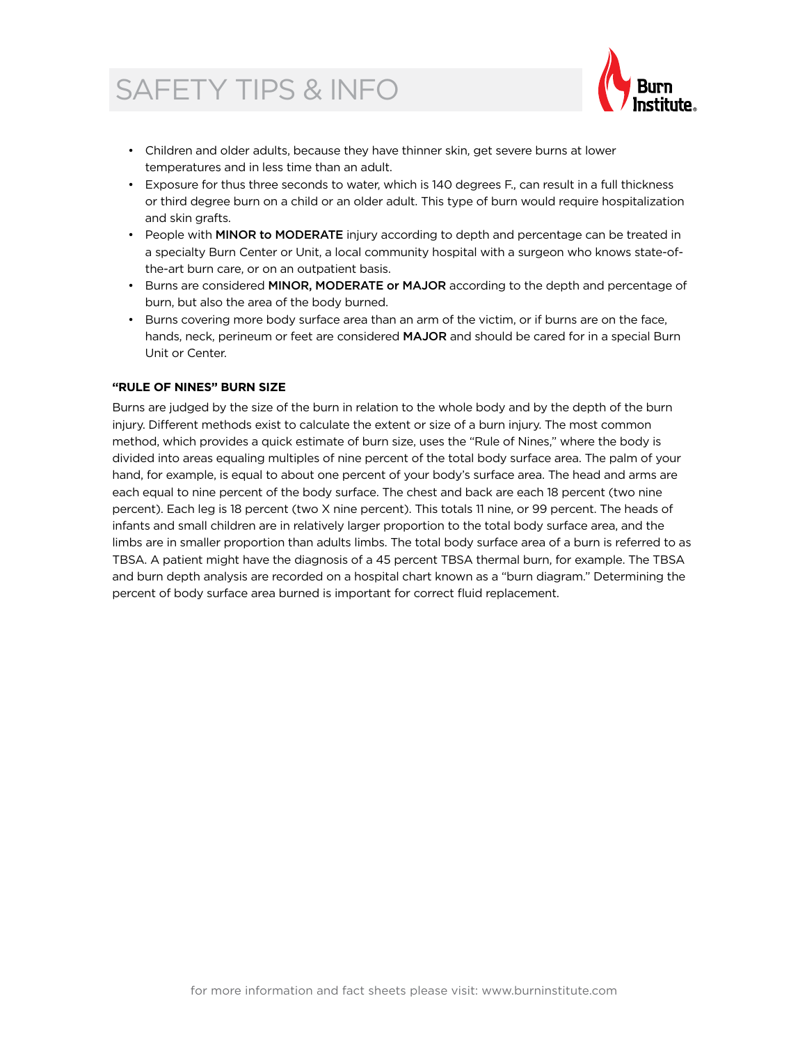- Children and older adults, because they have thinner skin, get severe burns at lower temperatures and in less time than an adult.
- Exposure for thus three seconds to water, which is 140 degrees F., can result in a full thickness or third degree burn on a child or an older adult. This type of burn would require hospitalization and skin grafts.
- People with **MINOR to MODERATE** injury according to depth and percentage can be treated in a specialty Burn Center or Unit, a local community hospital with a surgeon who knows state-of-the-art burn care, or on an outpatient basis.
- Burns are considered **MINOR, MODERATE or MAJOR** according to the depth and percentage of burn, but also the area of the body burned.
- Burns covering more body surface area than an arm of the victim, or if burns are on the face, hands, neck, perineum or feet are considered **MAJOR** and should be cared for in a special Burn Unit or Center.

### "RULE OF NINES" BURN SIZE

Burns are judged by the size of the burn in relation to the whole body and by the depth of the burn injury. Different methods exist to calculate the extent or size of a burn injury. The most common method, which provides a quick estimate of burn size, uses the "Rule of Nines," where the body is divided into areas equaling multiples of nine percent of the total body surface area. The palm of your hand, for example, is equal to about one percent of your body's surface area. The head and arms are each equal to nine percent of the body surface. The chest and back are each 18 percent (two nine percent). Each leg is 18 percent (two X nine percent). This totals 11 nine, or 99 percent. The heads of infants and small children are in relatively larger proportion to the total body surface area, and the limbs are in smaller proportion than adults limbs. The total body surface area of a burn is referred to as TBSA. A patient might have the diagnosis of a 45 percent TBSA thermal burn, for example. The TBSA and burn depth analysis are recorded on a hospital chart known as a "burn diagram." Determining the percent of body surface area burned is important for correct fluid replacement.